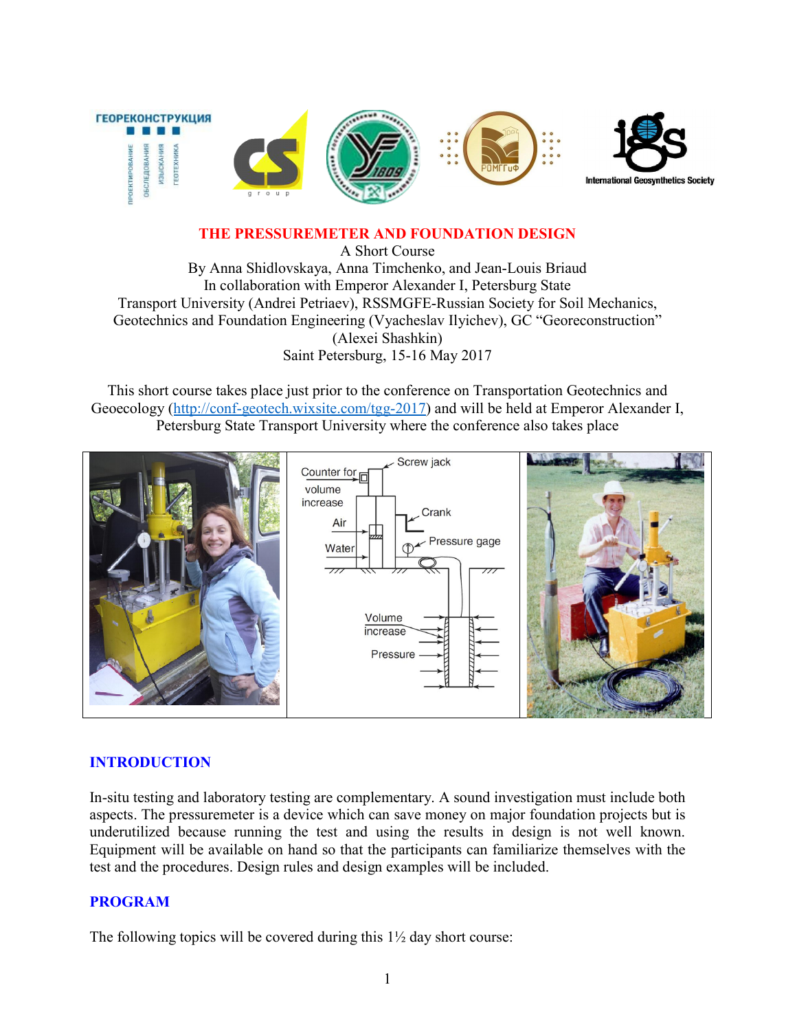# THE PRESSUREMETER AND FOUNDATION DESIGN

A Short Course

By Anna Shidlovskaya, Anna Timchenko, and Jean-Louis Briaud

In collaboration with Emperor Alexander I, Petersburg State Transport University (Andrei Petriaev), RSSMGFE-Russian Society for Soil Mechanics, Geotechnics and Foundation Engineering (Vyacheslav Ilyichev), GC "Georeconstruction" (Alexei Shashkin)

Saint Petersburg, 15-16 May 2017

This short course takes place just prior to the conference on Transportation Geotechnics and Geoecology (http://conf-geotech.wixsite.com/tgg-2017) and will be held at Emperor Alexander I, Petersburg State Transport University where the conference also takes place

## INTRODUCTION

In-situ testing and laboratory testing are complementary. A sound investigation must include both aspects. The pressuremeter is a device which can save money on major foundation projects but is underutilized because running the test and using the results in design is not well known. Equipment will be available on hand so that the participants can familiarize themselves with the test and the procedures. Design rules and design examples will be included.

## PROGRAM

The following topics will be covered during this 1½ day short course: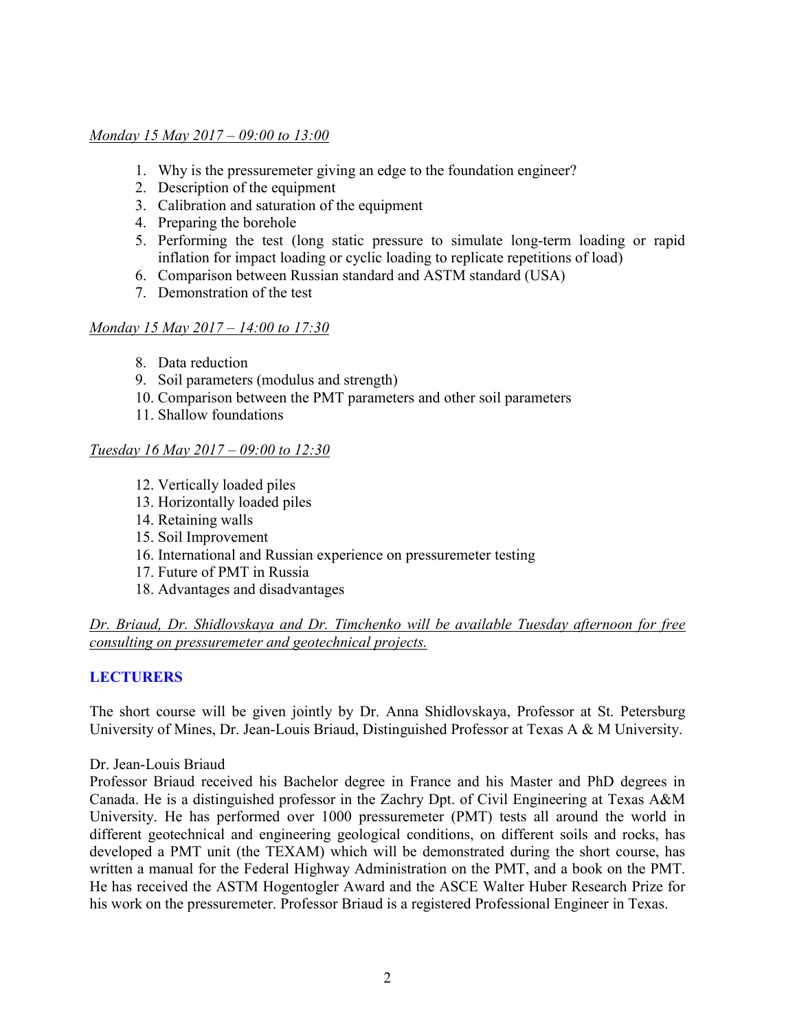*Monday 15 May 2017 – 09:00 to 13:00*

1. Why is the pressuremeter giving an edge to the foundation engineer?
2. Description of the equipment
3. Calibration and saturation of the equipment
4. Preparing the borehole
5. Performing the test (long static pressure to simulate long-term loading or rapid inflation for impact loading or cyclic loading to replicate repetitions of load)
6. Comparison between Russian standard and ASTM standard (USA)
7. Demonstration of the test

*Monday 15 May 2017 – 14:00 to 17:30*

8. Data reduction
9. Soil parameters (modulus and strength)
10. Comparison between the PMT parameters and other soil parameters
11. Shallow foundations

*Tuesday 16 May 2017 – 09:00 to 12:30*

12. Vertically loaded piles
13. Horizontally loaded piles
14. Retaining walls
15. Soil Improvement
16. International and Russian experience on pressuremeter testing
17. Future of PMT in Russia
18. Advantages and disadvantages

*Dr. Briaud, Dr. Shidlovskaya and Dr. Timchenko will be available Tuesday afternoon for free consulting on pressuremeter and geotechnical projects.*

## LECTURERS

The short course will be given jointly by Dr. Anna Shidlovskaya, Professor at St. Petersburg University of Mines, Dr. Jean-Louis Briaud, Distinguished Professor at Texas A & M University.

Dr. Jean-Louis Briaud
Professor Briaud received his Bachelor degree in France and his Master and PhD degrees in Canada. He is a distinguished professor in the Zachry Dpt. of Civil Engineering at Texas A&M University. He has performed over 1000 pressuremeter (PMT) tests all around the world in different geotechnical and engineering geological conditions, on different soils and rocks, has developed a PMT unit (the TEXAM) which will be demonstrated during the short course, has written a manual for the Federal Highway Administration on the PMT, and a book on the PMT. He has received the ASTM Hogentogler Award and the ASCE Walter Huber Research Prize for his work on the pressuremeter. Professor Briaud is a registered Professional Engineer in Texas.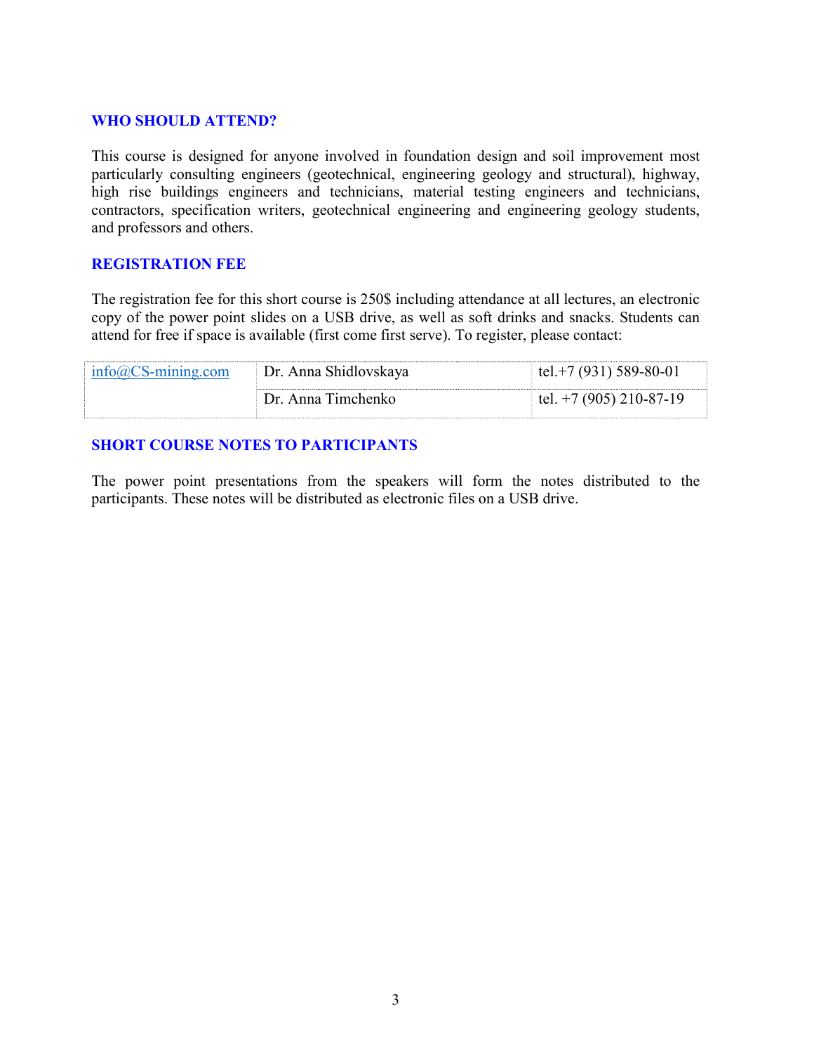## WHO SHOULD ATTEND?

This course is designed for anyone involved in foundation design and soil improvement most particularly consulting engineers (geotechnical, engineering geology and structural), highway, high rise buildings engineers and technicians, material testing engineers and technicians, contractors, specification writers, geotechnical engineering and engineering geology students, and professors and others.

## REGISTRATION FEE

The registration fee for this short course is 250$ including attendance at all lectures, an electronic copy of the power point slides on a USB drive, as well as soft drinks and snacks. Students can attend for free if space is available (first come first serve). To register, please contact:

| | | |
|---|---|---|
| info@CS-mining.com | Dr. Anna Shidlovskaya | tel.+7 (931) 589-80-01 |
| | Dr. Anna Timchenko | tel. +7 (905) 210-87-19 |

## SHORT COURSE NOTES TO PARTICIPANTS

The power point presentations from the speakers will form the notes distributed to the participants. These notes will be distributed as electronic files on a USB drive.